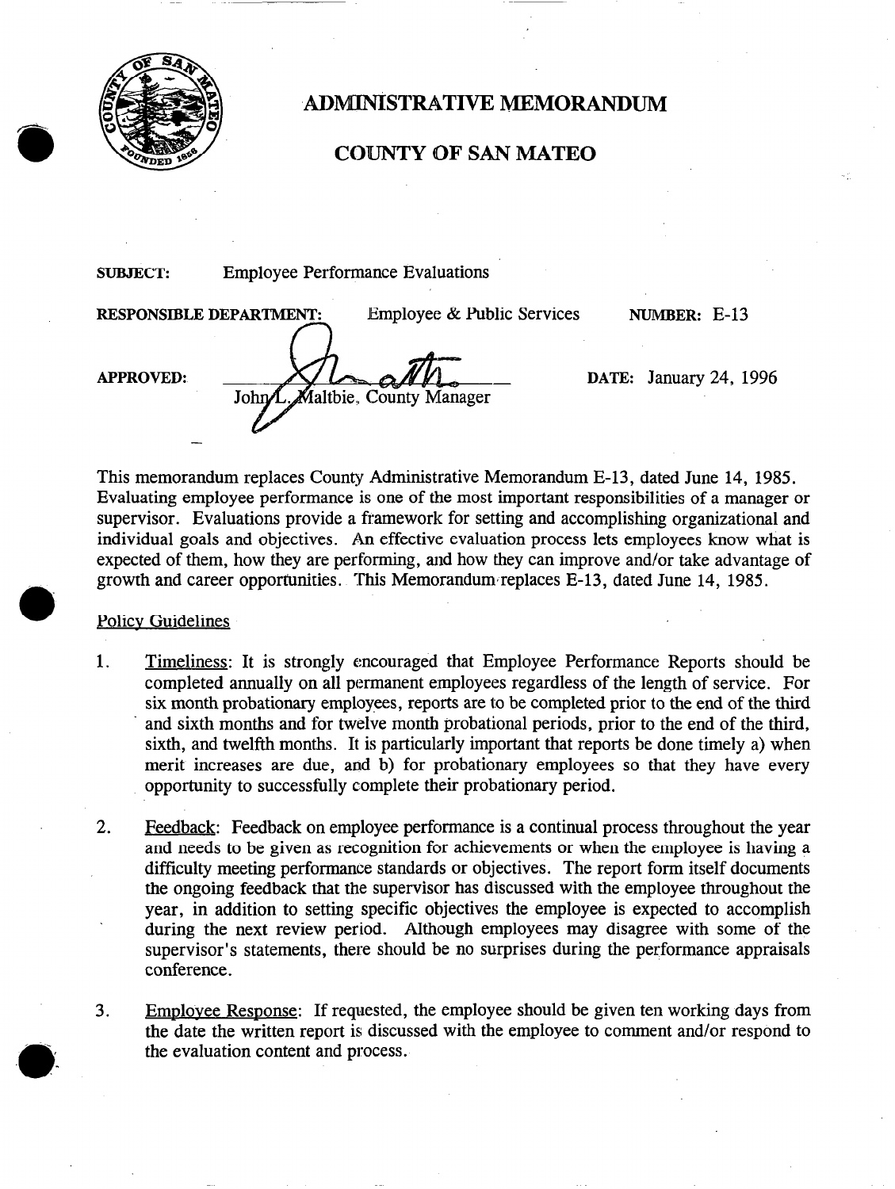# ADMINISTRATIVE MEMORANDUM

## COUNTY OF SAN MATEO

**SUBJECT:** Employee Performance Evaluations

**RESPONSIBLE DEPARTMENT:** Employee & Public Services **NUMBER:** E-13

**APPROVED:** John L. Maltbie, County Manager **DATE:** January 24, 1996

This memorandum replaces County Administrative Memorandum E-13, dated June 14, 1985. Evaluating employee performance is one of the most important responsibilities of a manager or supervisor. Evaluations provide a framework for setting and accomplishing organizational and individual goals and objectives. An effective evaluation process lets employees know what is expected of them, how they are performing, and how they can improve and/or take advantage of growth and career opportunities. This Memorandum replaces E-13, dated June 14, 1985.

Policy Guidelines

1. Timeliness: It is strongly encouraged that Employee Performance Reports should be completed annually on all permanent employees regardless of the length of service. For six month probationary employees, reports are to be completed prior to the end of the third and sixth months and for twelve month probational periods, prior to the end of the third, sixth, and twelfth months. It is particularly important that reports be done timely a) when merit increases are due, and b) for probationary employees so that they have every opportunity to successfully complete their probationary period.

2. Feedback: Feedback on employee performance is a continual process throughout the year and needs to be given as recognition for achievements or when the employee is having a difficulty meeting performance standards or objectives. The report form itself documents the ongoing feedback that the supervisor has discussed with the employee throughout the year, in addition to setting specific objectives the employee is expected to accomplish during the next review period. Although employees may disagree with some of the supervisor's statements, there should be no surprises during the performance appraisals conference.

3. Employee Response: If requested, the employee should be given ten working days from the date the written report is discussed with the employee to comment and/or respond to the evaluation content and process.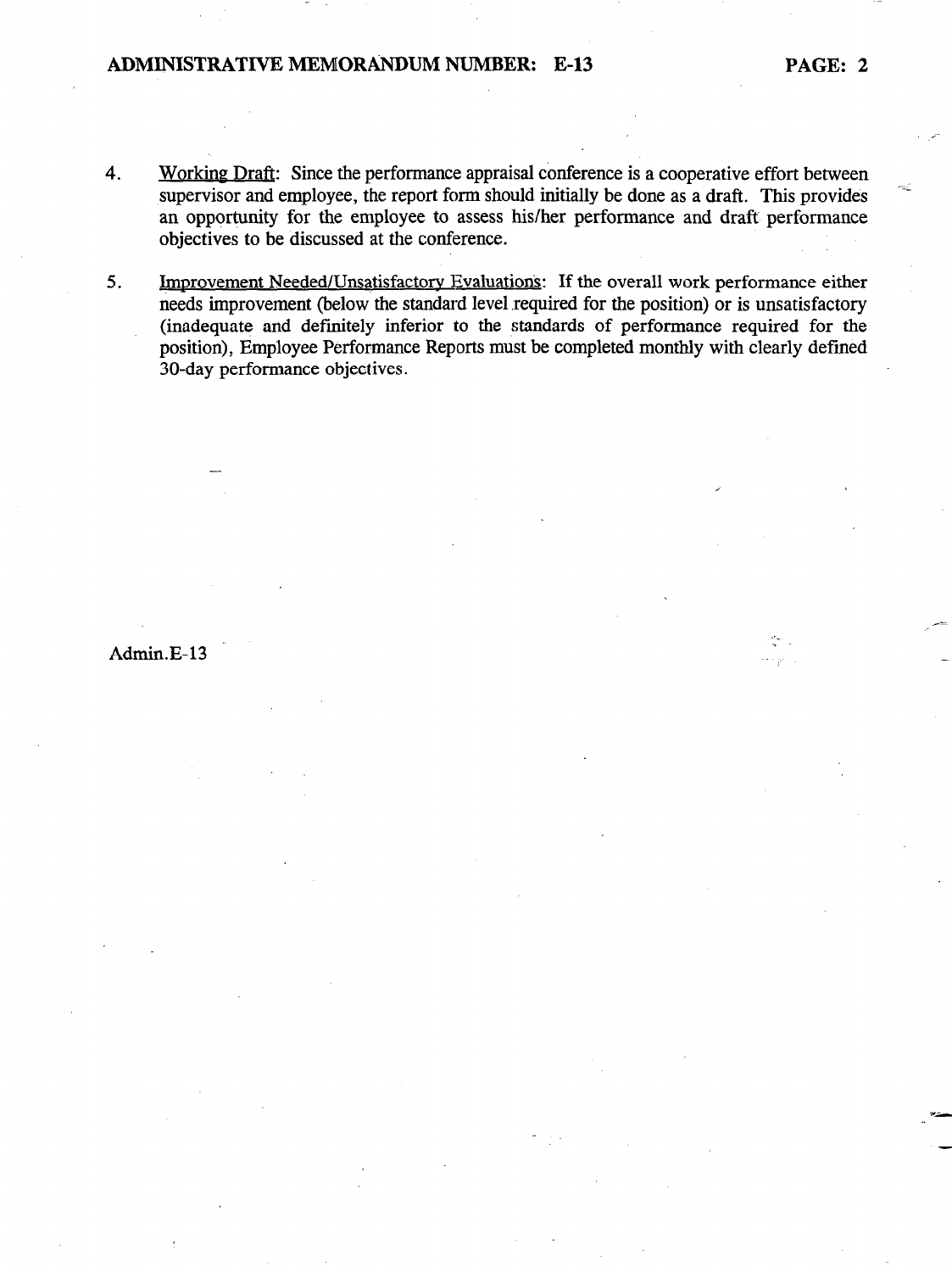4. Working Draft: Since the performance appraisal conference is a cooperative effort between supervisor and employee, the report form should initially be done as a draft. This provides an opportunity for the employee to assess his/her performance and draft performance objectives to be discussed at the conference.

5. Improvement Needed/Unsatisfactory Evaluations: If the overall work performance either needs improvement (below the standard level required for the position) or is unsatisfactory (inadequate and definitely inferior to the standards of performance required for the position), Employee Performance Reports must be completed monthly with clearly defined 30-day performance objectives.

Admin.E-13